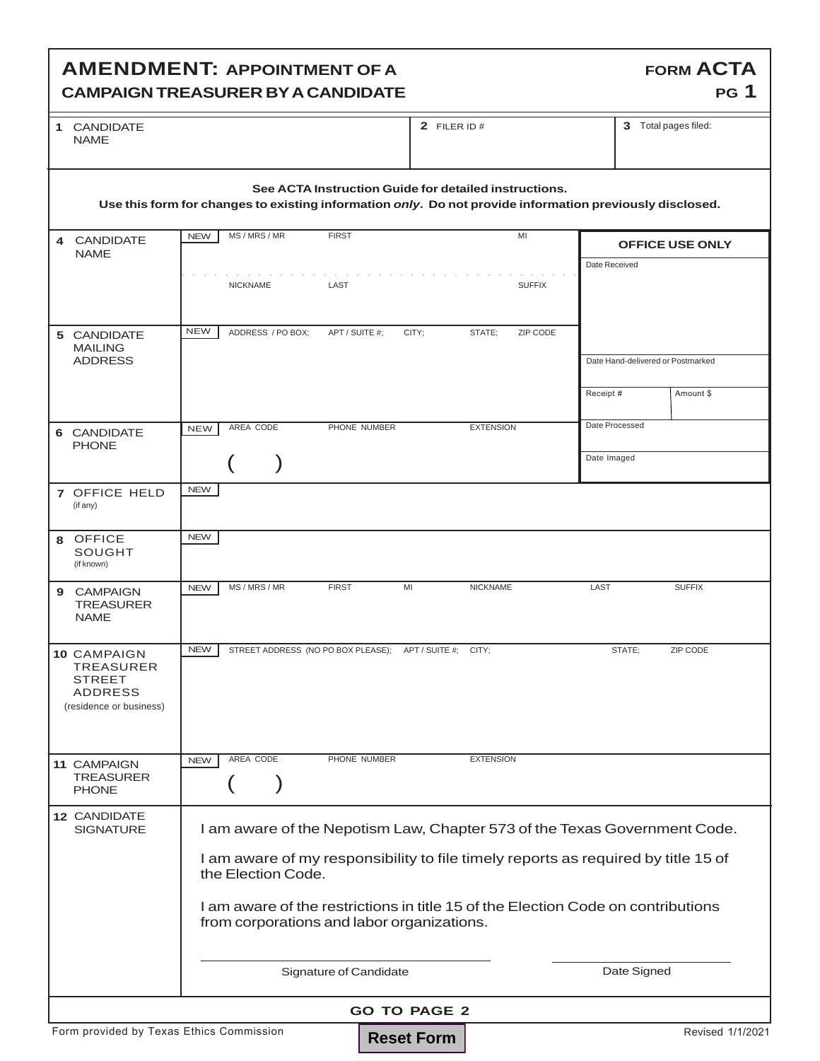# AMENDMENT: APPOINTMENT OF A CAMPAIGN TREASURER BY A CANDIDATE

**FORM ACTA**
**PG 1**

| 1 CANDIDATE NAME | 2 FILER ID # | 3 Total pages filed: |
|---|---|---|
| | | |

**See ACTA Instruction Guide for detailed instructions.**
**Use this form for changes to existing information *only*. Do not provide information previously disclosed.**

| | | |
|---|---|---|
| 4 CANDIDATE NAME | NEW MS / MRS / MR FIRST MI<br>NICKNAME LAST SUFFIX | **OFFICE USE ONLY**<br>Date Received |
| 5 CANDIDATE MAILING ADDRESS | NEW ADDRESS / PO BOX; APT / SUITE #; CITY; STATE; ZIP CODE | Date Hand-delivered or Postmarked<br>Receipt # Amount $ |
| 6 CANDIDATE PHONE | NEW AREA CODE PHONE NUMBER EXTENSION<br>( ) | Date Processed<br>Date Imaged |
| 7 OFFICE HELD (if any) | NEW | |
| 8 OFFICE SOUGHT (if known) | NEW | |
| 9 CAMPAIGN TREASURER NAME | NEW MS / MRS / MR FIRST MI NICKNAME LAST SUFFIX | |
| 10 CAMPAIGN TREASURER STREET ADDRESS (residence or business) | NEW STREET ADDRESS (NO PO BOX PLEASE); APT / SUITE #; CITY; STATE; ZIP CODE | |
| 11 CAMPAIGN TREASURER PHONE | NEW AREA CODE PHONE NUMBER EXTENSION<br>( ) | |

**12 CANDIDATE SIGNATURE**

I am aware of the Nepotism Law, Chapter 573 of the Texas Government Code.

I am aware of my responsibility to file timely reports as required by title 15 of the Election Code.

I am aware of the restrictions in title 15 of the Election Code on contributions from corporations and labor organizations.

_______________________________ Signature of Candidate

_______________________________ Date Signed

**GO TO PAGE 2**

Form provided by Texas Ethics Commission

Reset Form

Revised 1/1/2021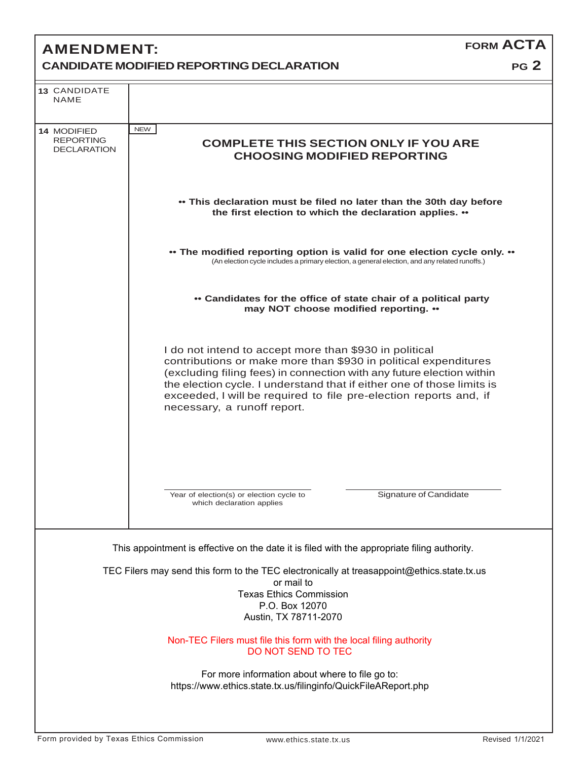# AMENDMENT:

## CANDIDATE MODIFIED REPORTING DECLARATION

**FORM ACTA**

**PG 2**

| | |
|---|---|
| **13** CANDIDATE NAME | |
| **14** MODIFIED REPORTING DECLARATION | NEW<br><br>**COMPLETE THIS SECTION ONLY IF YOU ARE CHOOSING MODIFIED REPORTING**<br><br>**•• This declaration must be filed no later than the 30th day before the first election to which the declaration applies. ••**<br><br>**•• The modified reporting option is valid for one election cycle only. ••**<br>(An election cycle includes a primary election, a general election, and any related runoffs.)<br><br>**•• Candidates for the office of state chair of a political party may NOT choose modified reporting. ••**<br><br>I do not intend to accept more than $930 in political contributions or make more than $930 in political expenditures (excluding filing fees) in connection with any future election within the election cycle. I understand that if either one of those limits is exceeded, I will be required to file pre-election reports and, if necessary, a runoff report.<br><br>\_\_\_\_\_\_\_\_\_\_\_\_\_\_\_\_\_\_\_\_ Year of election(s) or election cycle to which declaration applies<br><br>\_\_\_\_\_\_\_\_\_\_\_\_\_\_\_\_\_\_\_\_ Signature of Candidate |

This appointment is effective on the date it is filed with the appropriate filing authority.

TEC Filers may send this form to the TEC electronically at treasappoint@ethics.state.tx.us
or mail to
Texas Ethics Commission
P.O. Box 12070
Austin, TX 78711-2070

Non-TEC Filers must file this form with the local filing authority
DO NOT SEND TO TEC

For more information about where to file go to:
https://www.ethics.state.tx.us/filinginfo/QuickFileAReport.php

Form provided by Texas Ethics Commission www.ethics.state.tx.us Revised 1/1/2021